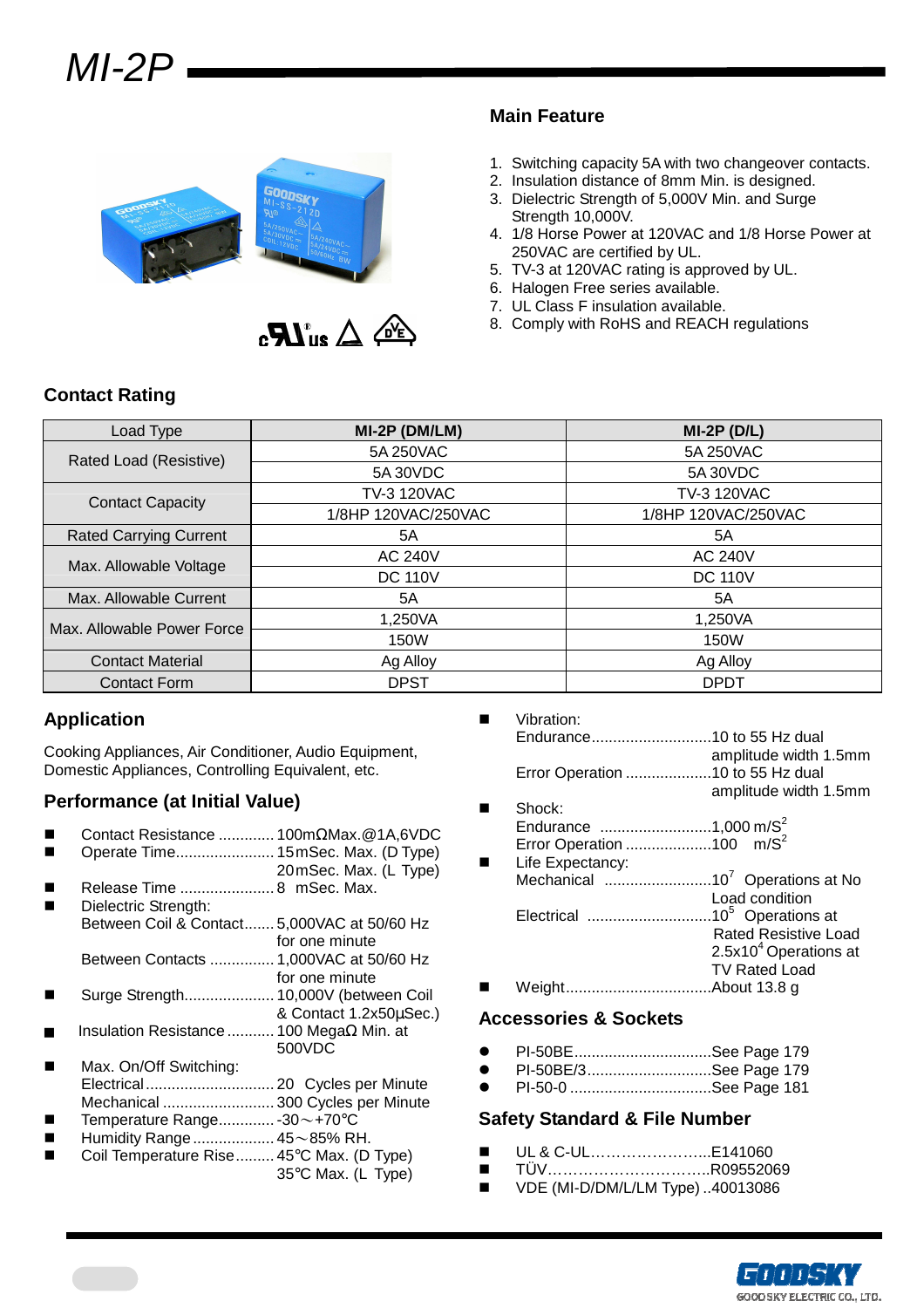# MI-2P

## Main Feature

1. Switching capacity 5A with two changeover contacts.
2. Insulation distance of 8mm Min. is designed.
3. Dielectric Strength of 5,000V Min. and Surge Strength 10,000V.
4. 1/8 Horse Power at 120VAC and 1/8 Horse Power at 250VAC are certified by UL.
5. TV-3 at 120VAC rating is approved by UL.
6. Halogen Free series available.
7. UL Class F insulation available.
8. Comply with RoHS and REACH regulations

## Contact Rating

| Load Type | MI-2P (DM/LM) | MI-2P (D/L) |
|---|---|---|
| Rated Load (Resistive) | 5A 250VAC | 5A 250VAC |
| | 5A 30VDC | 5A 30VDC |
| Contact Capacity | TV-3 120VAC | TV-3 120VAC |
| | 1/8HP 120VAC/250VAC | 1/8HP 120VAC/250VAC |
| Rated Carrying Current | 5A | 5A |
| Max. Allowable Voltage | AC 240V | AC 240V |
| | DC 110V | DC 110V |
| Max. Allowable Current | 5A | 5A |
| Max. Allowable Power Force | 1,250VA | 1,250VA |
| | 150W | 150W |
| Contact Material | Ag Alloy | Ag Alloy |
| Contact Form | DPST | DPDT |

## Application

Cooking Appliances, Air Conditioner, Audio Equipment, Domestic Appliances, Controlling Equivalent, etc.

## Performance (at Initial Value)

- Contact Resistance ............. 100mΩMax.@1A,6VDC
- Operate Time....................... 15mSec. Max. (D Type)
  20mSec. Max. (L Type)
- Release Time ...................... 8 mSec. Max.
- Dielectric Strength:
  Between Coil & Contact....... 5,000VAC at 50/60 Hz for one minute
  Between Contacts ............... 1,000VAC at 50/60 Hz for one minute
- Surge Strength..................... 10,000V (between Coil & Contact 1.2x50μSec.)
- Insulation Resistance ........... 100 MegaΩ Min. at 500VDC
- Max. On/Off Switching:
  Electrical .............................. 20 Cycles per Minute
  Mechanical .......................... 300 Cycles per Minute
- Temperature Range............. -30～+70℃
- Humidity Range ................... 45～85% RH.
- Coil Temperature Rise......... 45℃ Max. (D Type)
  35℃ Max. (L Type)
- Vibration:
  Endurance............................10 to 55 Hz dual amplitude width 1.5mm
  Error Operation ....................10 to 55 Hz dual amplitude width 1.5mm
- Shock:
  Endurance ..........................1,000 $m/S^2$
  Error Operation ....................100 $m/S^2$
- Life Expectancy:
  Mechanical .........................$10^7$ Operations at No Load condition
  Electrical .............................$10^5$ Operations at Rated Resistive Load
  $2.5x10^4$ Operations at TV Rated Load
- Weight..................................About 13.8 g

## Accessories & Sockets

- PI-50BE................................See Page 179
- PI-50BE/3.............................See Page 179
- PI-50-0 .................................See Page 181

## Safety Standard & File Number

- UL & C-UL…………………...E141060
- TÜV…………………………..R09552069
- VDE (MI-D/DM/L/LM Type) ..40013086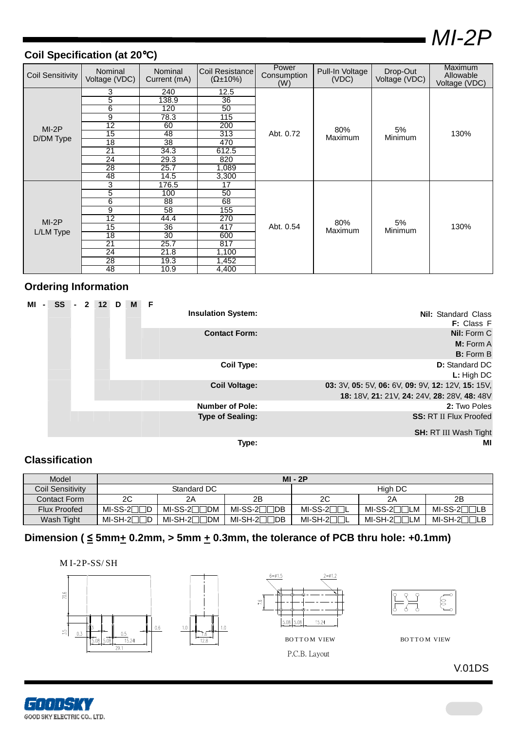# MI-2P

## Coil Specification (at 20°C)

| Coil Sensitivity | Nominal Voltage (VDC) | Nominal Current (mA) | Coil Resistance (Ω±10%) | Power Consumption (W) | Pull-In Voltage (VDC) | Drop-Out Voltage (VDC) | Maximum Allowable Voltage (VDC) |
|---|---|---|---|---|---|---|---|
| MI-2P D/DM Type | 3 | 240 | 12.5 | Abt. 0.72 | 80% Maximum | 5% Minimum | 130% |
| | 5 | 138.9 | 36 | | | | |
| | 6 | 120 | 50 | | | | |
| | 9 | 78.3 | 115 | | | | |
| | 12 | 60 | 200 | | | | |
| | 15 | 48 | 313 | | | | |
| | 18 | 38 | 470 | | | | |
| | 21 | 34.3 | 612.5 | | | | |
| | 24 | 29.3 | 820 | | | | |
| | 28 | 25.7 | 1,089 | | | | |
| | 48 | 14.5 | 3,300 | | | | |
| MI-2P L/LM Type | 3 | 176.5 | 17 | Abt. 0.54 | 80% Maximum | 5% Minimum | 130% |
| | 5 | 100 | 50 | | | | |
| | 6 | 88 | 68 | | | | |
| | 9 | 58 | 155 | | | | |
| | 12 | 44.4 | 270 | | | | |
| | 15 | 36 | 417 | | | | |
| | 18 | 30 | 600 | | | | |
| | 21 | 25.7 | 817 | | | | |
| | 24 | 21.8 | 1,100 | | | | |
| | 28 | 19.3 | 1,452 | | | | |
| | 48 | 10.9 | 4,400 | | | | |

## Ordering Information

**MI - SS - 2 12 D M F**

- **Insulation System:** **Nil:** Standard Class; **F:** Class F
- **Contact Form:** **Nil:** Form C; **M:** Form A; **B:** Form B
- **Coil Type:** **D:** Standard DC; **L:** High DC
- **Coil Voltage:** **03:** 3V, **05:** 5V, **06:** 6V, **09:** 9V, **12:** 12V, **15:** 15V, **18:** 18V, **21:** 21V, **24:** 24V, **28:** 28V, **48:** 48V
- **Number of Pole:** **2:** Two Poles
- **Type of Sealing:** **SS:** RT II Flux Proofed; **SH:** RT III Wash Tight
- **Type:** **MI**

## Classification

| Model | MI - 2P | | | | | |
|---|---|---|---|---|---|---|
| Coil Sensitivity | Standard DC | | | High DC | | |
| Contact Form | 2C | 2A | 2B | 2C | 2A | 2B |
| Flux Proofed | MI-SS-2□□D | MI-SS-2□□DM | MI-SS-2□□DB | MI-SS-2□□L | MI-SS-2□□LM | MI-SS-2□□LB |
| Wash Tight | MI-SH-2□□D | MI-SH-2□□DM | MI-SH-2□□DB | MI-SH-2□□L | MI-SH-2□□LM | MI-SH-2□□LB |

## Dimension ( ≦ 5mm± 0.2mm, > 5mm ± 0.3mm, the tolerance of PCB thru hole: +0.1mm)

MI-2P-SS/SH

20.6
3.5
0.3
3
0.5
5.08
5.08
15.24
29.1
0.6
1.0
7.6
12.8
1.0

6−ø1.5
2−ø1.2
7.6
5.08
5.08
15.24

BOTTOM VIEW

P.C.B. Layout

BOTTOM VIEW

V.01DS

GOODSKY ELECTRIC CO., LTD.